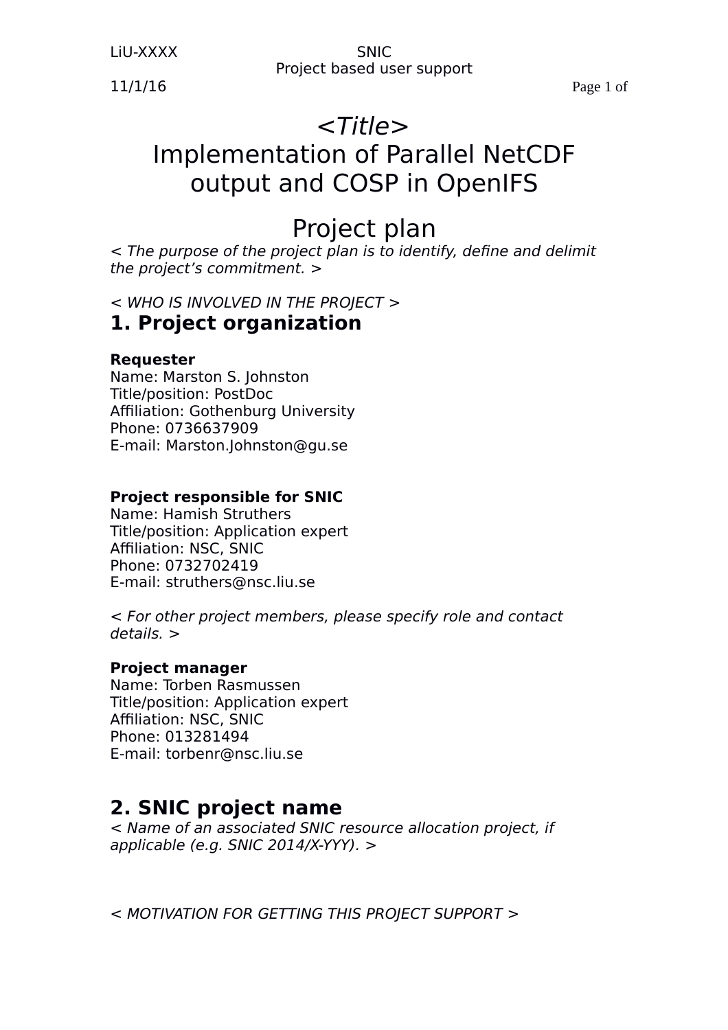# *<Title>*
# Implementation of Parallel NetCDF output and COSP in OpenIFS

# Project plan

*< The purpose of the project plan is to identify, define and delimit the project's commitment. >*

*< WHO IS INVOLVED IN THE PROJECT >*

## 1. Project organization

**Requester**
Name: Marston S. Johnston
Title/position: PostDoc
Affiliation: Gothenburg University
Phone: 0736637909
E-mail: Marston.Johnston@gu.se

**Project responsible for SNIC**
Name: Hamish Struthers
Title/position: Application expert
Affiliation: NSC, SNIC
Phone: 0732702419
E-mail: struthers@nsc.liu.se

*< For other project members, please specify role and contact details. >*

**Project manager**
Name: Torben Rasmussen
Title/position: Application expert
Affiliation: NSC, SNIC
Phone: 013281494
E-mail: torbenr@nsc.liu.se

## 2. SNIC project name

*< Name of an associated SNIC resource allocation project, if applicable (e.g. SNIC 2014/X-YYY). >*

*< MOTIVATION FOR GETTING THIS PROJECT SUPPORT >*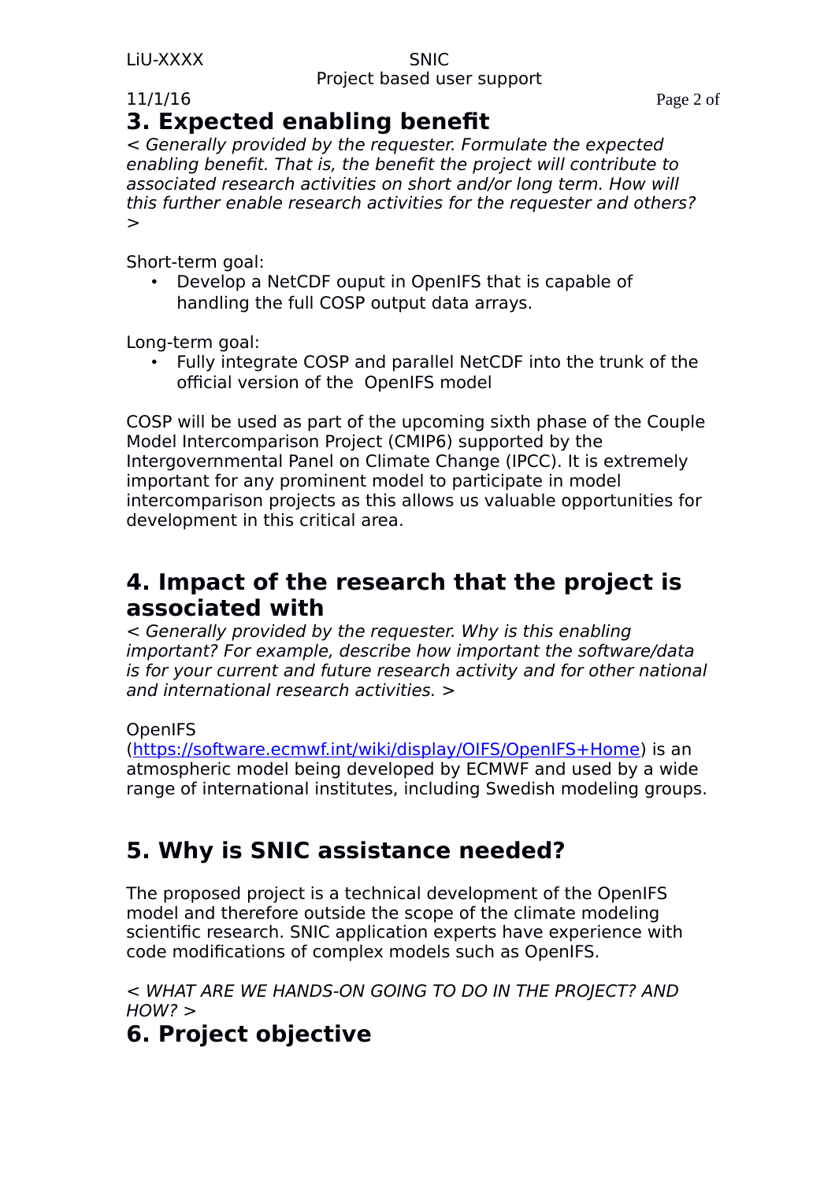# 3. Expected enabling benefit

*< Generally provided by the requester. Formulate the expected enabling benefit. That is, the benefit the project will contribute to associated research activities on short and/or long term. How will this further enable research activities for the requester and others? >*

Short-term goal:

- Develop a NetCDF ouput in OpenIFS that is capable of handling the full COSP output data arrays.

Long-term goal:

- Fully integrate COSP and parallel NetCDF into the trunk of the official version of the OpenIFS model

COSP will be used as part of the upcoming sixth phase of the Couple Model Intercomparison Project (CMIP6) supported by the Intergovernmental Panel on Climate Change (IPCC). It is extremely important for any prominent model to participate in model intercomparison projects as this allows us valuable opportunities for development in this critical area.

# 4. Impact of the research that the project is associated with

*< Generally provided by the requester. Why is this enabling important? For example, describe how important the software/data is for your current and future research activity and for other national and international research activities. >*

OpenIFS (https://software.ecmwf.int/wiki/display/OIFS/OpenIFS+Home) is an atmospheric model being developed by ECMWF and used by a wide range of international institutes, including Swedish modeling groups.

# 5. Why is SNIC assistance needed?

The proposed project is a technical development of the OpenIFS model and therefore outside the scope of the climate modeling scientific research. SNIC application experts have experience with code modifications of complex models such as OpenIFS.

*< WHAT ARE WE HANDS-ON GOING TO DO IN THE PROJECT? AND HOW? >*

# 6. Project objective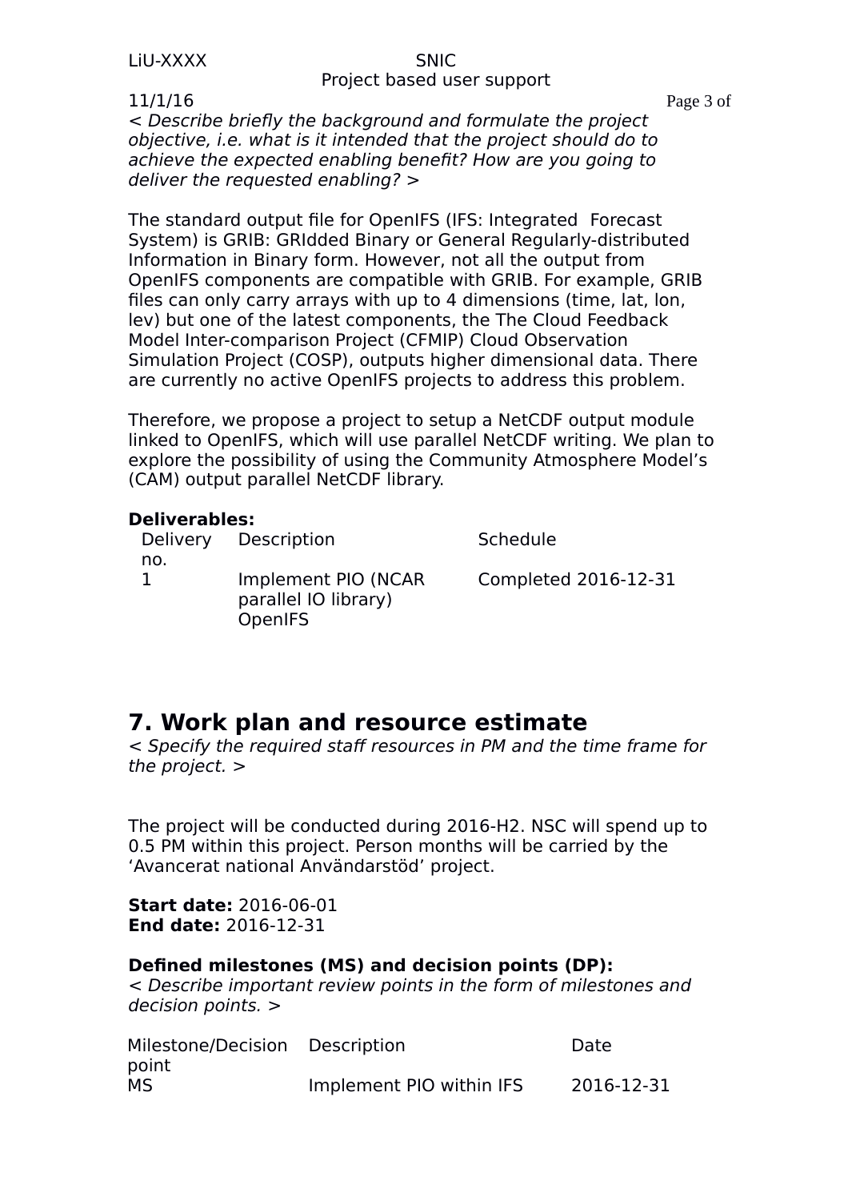*< Describe briefly the background and formulate the project objective, i.e. what is it intended that the project should do to achieve the expected enabling benefit? How are you going to deliver the requested enabling? >*

The standard output file for OpenIFS (IFS: Integrated  Forecast System) is GRIB: GRIdded Binary or General Regularly-distributed Information in Binary form. However, not all the output from OpenIFS components are compatible with GRIB. For example, GRIB files can only carry arrays with up to 4 dimensions (time, lat, lon, lev) but one of the latest components, the The Cloud Feedback Model Inter-comparison Project (CFMIP) Cloud Observation Simulation Project (COSP), outputs higher dimensional data. There are currently no active OpenIFS projects to address this problem.

Therefore, we propose a project to setup a NetCDF output module linked to OpenIFS, which will use parallel NetCDF writing. We plan to explore the possibility of using the Community Atmosphere Model's (CAM) output parallel NetCDF library.

**Deliverables:**

| Delivery no. | Description | Schedule |
|---|---|---|
| 1 | Implement PIO (NCAR parallel IO library) OpenIFS | Completed 2016-12-31 |

# 7. Work plan and resource estimate

*< Specify the required staff resources in PM and the time frame for the project. >*

The project will be conducted during 2016-H2. NSC will spend up to 0.5 PM within this project. Person months will be carried by the 'Avancerat national Användarstöd' project.

**Start date:** 2016-06-01
**End date:** 2016-12-31

**Defined milestones (MS) and decision points (DP):**

*< Describe important review points in the form of milestones and decision points. >*

| Milestone/Decision point | Description | Date |
|---|---|---|
| MS | Implement PIO within IFS | 2016-12-31 |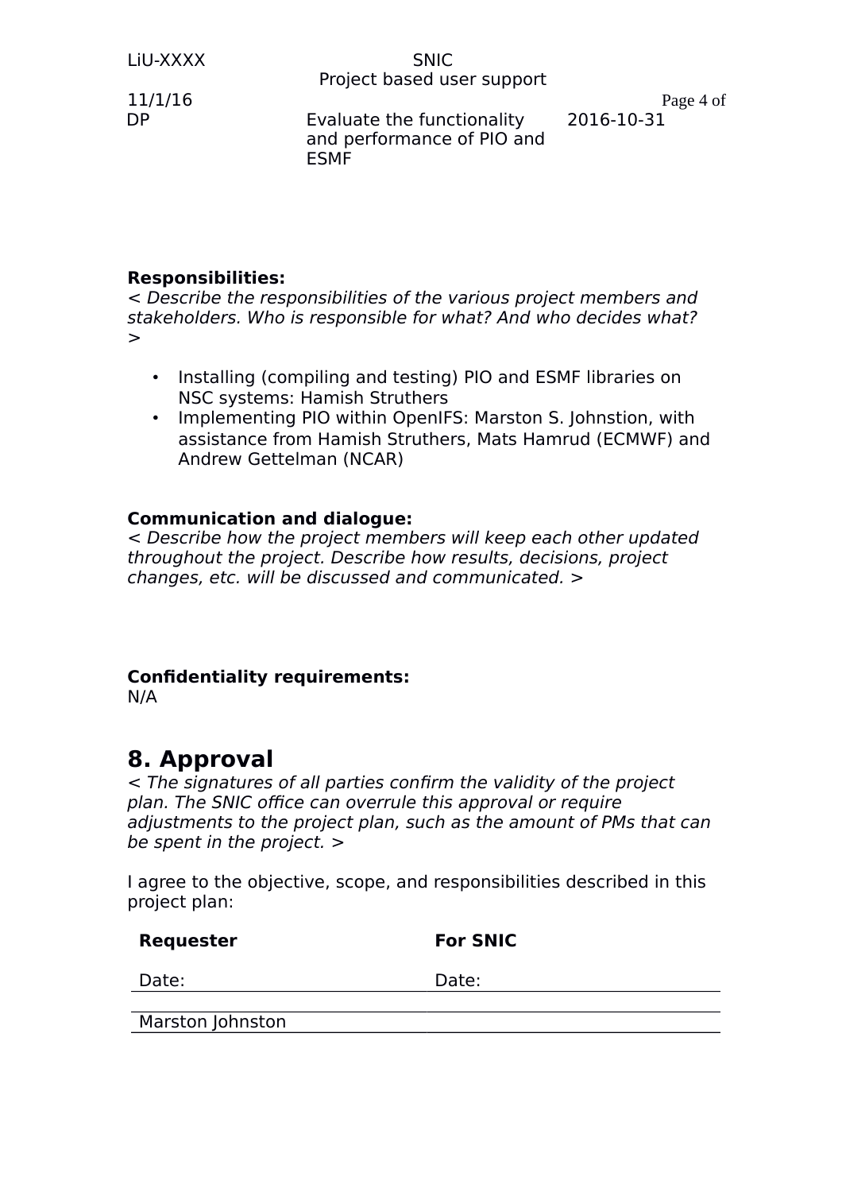**Responsibilities:**
*< Describe the responsibilities of the various project members and stakeholders. Who is responsible for what? And who decides what? >*

- Installing (compiling and testing) PIO and ESMF libraries on NSC systems: Hamish Struthers
- Implementing PIO within OpenIFS: Marston S. Johnstion, with assistance from Hamish Struthers, Mats Hamrud (ECMWF) and Andrew Gettelman (NCAR)

**Communication and dialogue:**
*< Describe how the project members will keep each other updated throughout the project. Describe how results, decisions, project changes, etc. will be discussed and communicated. >*

**Confidentiality requirements:**
N/A

# 8. Approval

*< The signatures of all parties confirm the validity of the project plan. The SNIC office can overrule this approval or require adjustments to the project plan, such as the amount of PMs that can be spent in the project. >*

I agree to the objective, scope, and responsibilities described in this project plan:

| **Requester** | **For SNIC** |
|---|---|
| Date: | Date: |
| | |
| Marston Johnston | |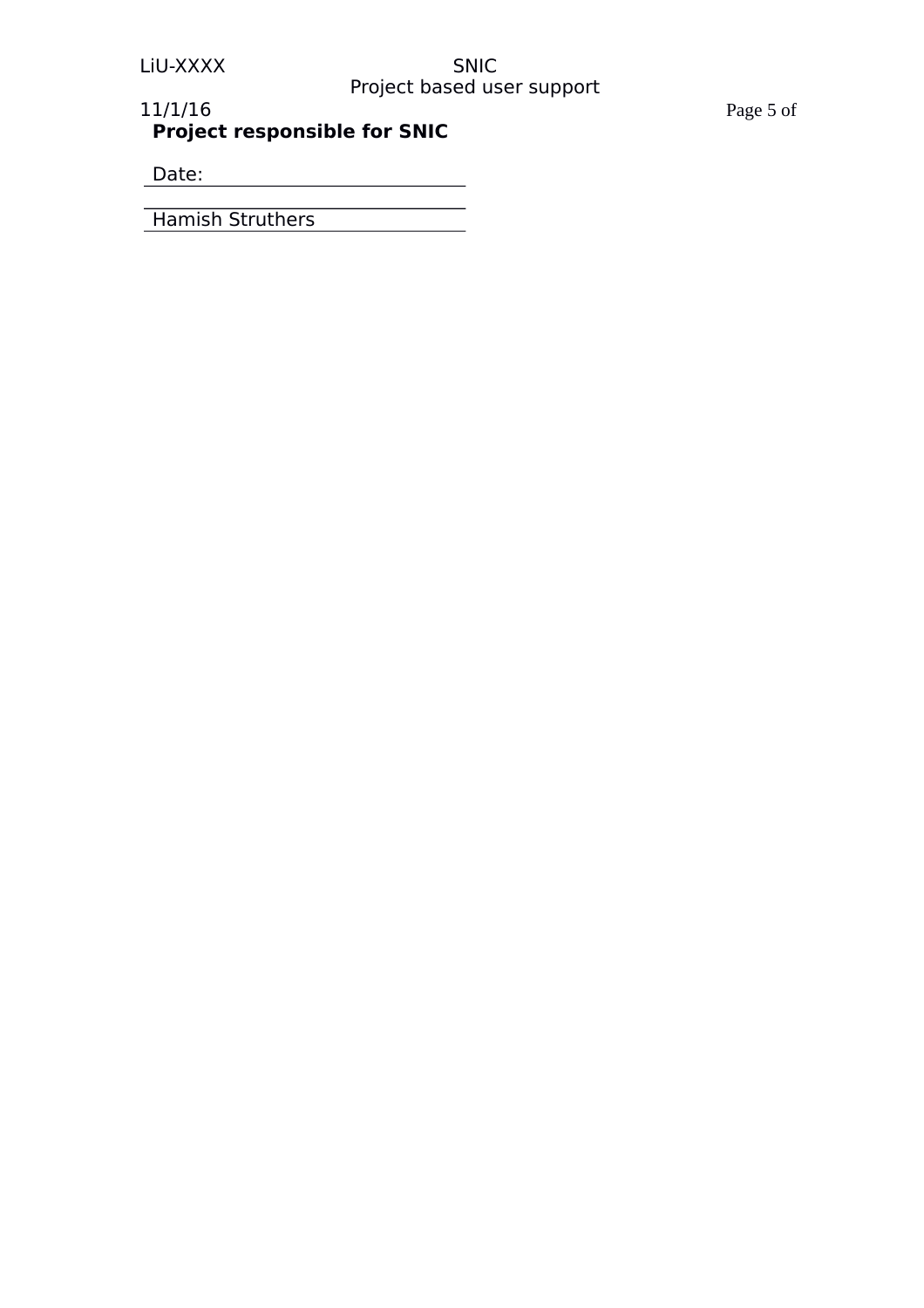**Project responsible for SNIC**

Date: \_\_\_\_\_\_\_\_\_\_\_\_\_\_\_\_\_\_\_\_\_\_\_\_\_\_

\_\_\_\_\_\_\_\_\_\_\_\_\_\_\_\_\_\_\_\_\_\_\_\_\_\_\_\_\_\_\_\_

Hamish Struthers